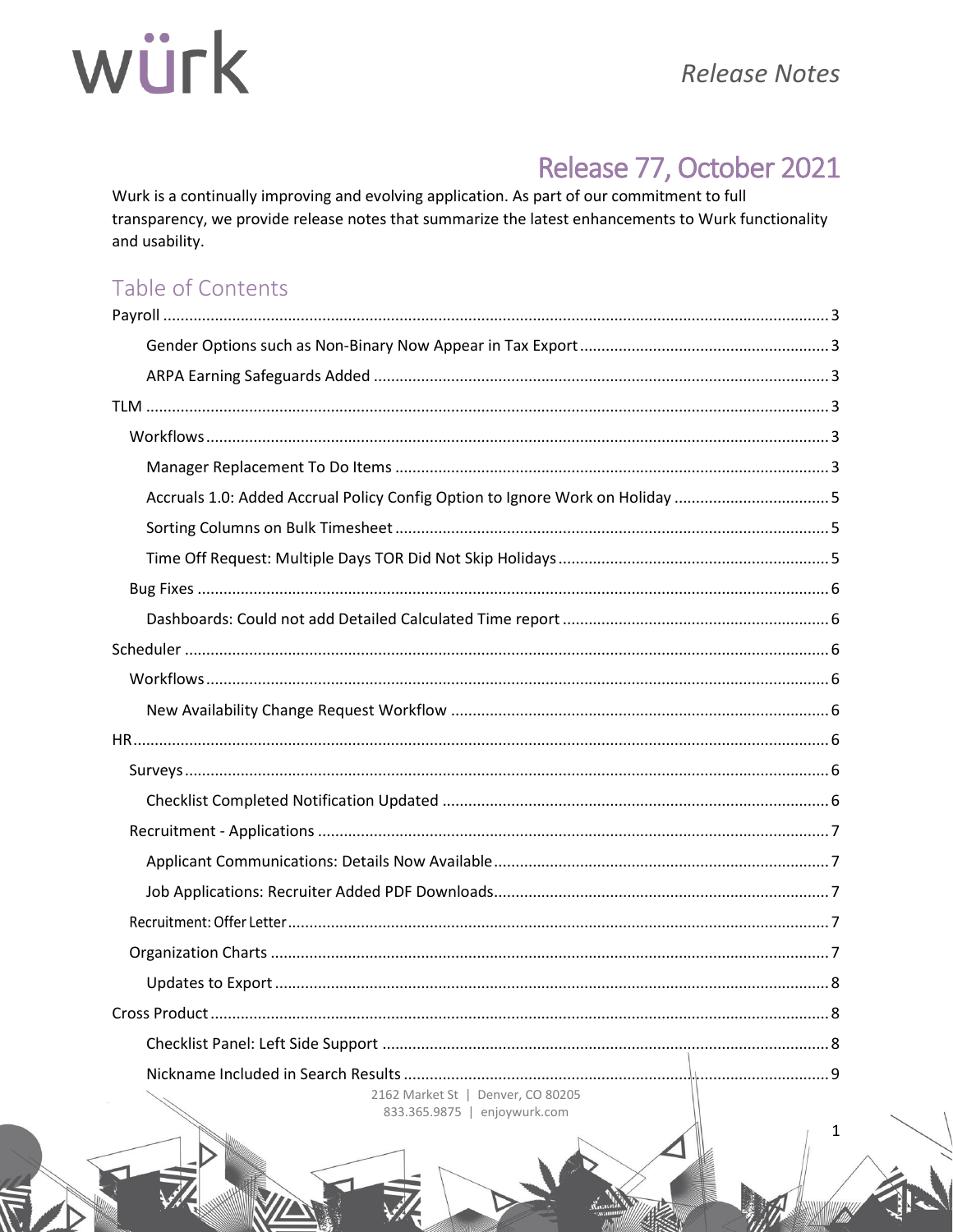# Release Notes

## Release 77, October 2021

Wurk is a continually improving and evolving application. As part of our commitment to full transparency, we provide release notes that summarize the latest enhancements to Wurk functionality and usability.

### Table of Contents

- Payroll ........ 3
  - Gender Options such as Non-Binary Now Appear in Tax Export ........ 3
  - ARPA Earning Safeguards Added ........ 3
- TLM ........ 3
  - Workflows ........ 3
    - Manager Replacement To Do Items ........ 3
    - Accruals 1.0: Added Accrual Policy Config Option to Ignore Work on Holiday ........ 5
    - Sorting Columns on Bulk Timesheet ........ 5
    - Time Off Request: Multiple Days TOR Did Not Skip Holidays ........ 5
  - Bug Fixes ........ 6
    - Dashboards: Could not add Detailed Calculated Time report ........ 6
- Scheduler ........ 6
  - Workflows ........ 6
    - New Availability Change Request Workflow ........ 6
- HR ........ 6
  - Surveys ........ 6
    - Checklist Completed Notification Updated ........ 6
  - Recruitment - Applications ........ 7
    - Applicant Communications: Details Now Available ........ 7
    - Job Applications: Recruiter Added PDF Downloads ........ 7
  - Recruitment: Offer Letter ........ 7
  - Organization Charts ........ 7
    - Updates to Export ........ 8
- Cross Product ........ 8
  - Checklist Panel: Left Side Support ........ 8
  - Nickname Included in Search Results ........ 9

2162 Market St | Denver, CO 80205
833.365.9875 | enjoywurk.com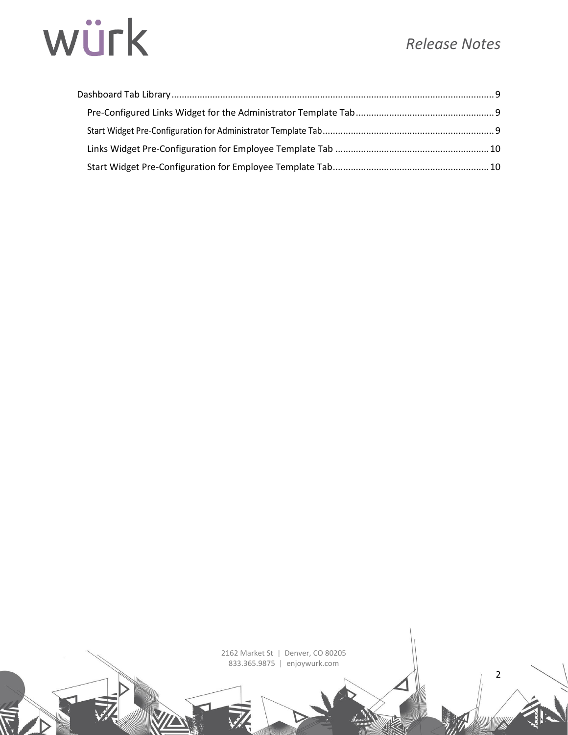Dashboard Tab Library ........................................................................................................................... 9

- Pre-Configured Links Widget for the Administrator Template Tab ..................................................... 9
- Start Widget Pre-Configuration for Administrator Template Tab ................................................................... 9
- Links Widget Pre-Configuration for Employee Template Tab ........................................................... 10
- Start Widget Pre-Configuration for Employee Template Tab ............................................................ 10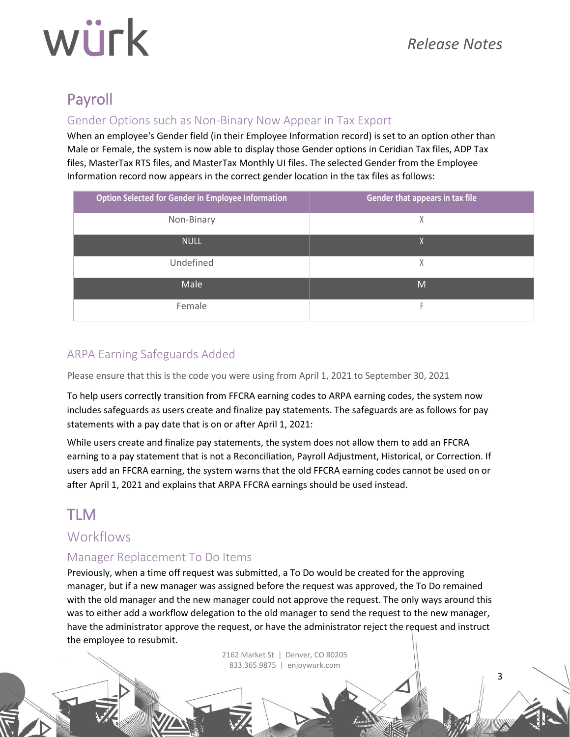# Payroll

## Gender Options such as Non-Binary Now Appear in Tax Export

When an employee's Gender field (in their Employee Information record) is set to an option other than Male or Female, the system is now able to display those Gender options in Ceridian Tax files, ADP Tax files, MasterTax RTS files, and MasterTax Monthly UI files. The selected Gender from the Employee Information record now appears in the correct gender location in the tax files as follows:

| Option Selected for Gender in Employee Information | Gender that appears in tax file |
|---|---|
| Non-Binary | X |
| NULL | X |
| Undefined | X |
| Male | M |
| Female | F |

## ARPA Earning Safeguards Added

Please ensure that this is the code you were using from April 1, 2021 to September 30, 2021

To help users correctly transition from FFCRA earning codes to ARPA earning codes, the system now includes safeguards as users create and finalize pay statements. The safeguards are as follows for pay statements with a pay date that is on or after April 1, 2021:

While users create and finalize pay statements, the system does not allow them to add an FFCRA earning to a pay statement that is not a Reconciliation, Payroll Adjustment, Historical, or Correction. If users add an FFCRA earning, the system warns that the old FFCRA earning codes cannot be used on or after April 1, 2021 and explains that ARPA FFCRA earnings should be used instead.

# TLM

## Workflows

### Manager Replacement To Do Items

Previously, when a time off request was submitted, a To Do would be created for the approving manager, but if a new manager was assigned before the request was approved, the To Do remained with the old manager and the new manager could not approve the request. The only ways around this was to either add a workflow delegation to the old manager to send the request to the new manager, have the administrator approve the request, or have the administrator reject the request and instruct the employee to resubmit.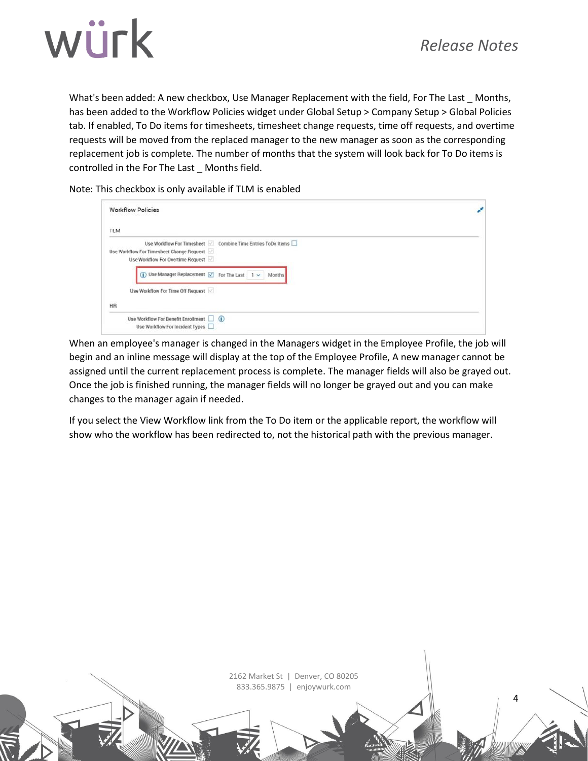What's been added: A new checkbox, Use Manager Replacement with the field, For The Last _ Months, has been added to the Workflow Policies widget under Global Setup > Company Setup > Global Policies tab. If enabled, To Do items for timesheets, timesheet change requests, time off requests, and overtime requests will be moved from the replaced manager to the new manager as soon as the corresponding replacement job is complete. The number of months that the system will look back for To Do items is controlled in the For The Last _ Months field.

Note: This checkbox is only available if TLM is enabled

When an employee's manager is changed in the Managers widget in the Employee Profile, the job will begin and an inline message will display at the top of the Employee Profile, A new manager cannot be assigned until the current replacement process is complete. The manager fields will also be grayed out. Once the job is finished running, the manager fields will no longer be grayed out and you can make changes to the manager again if needed.

If you select the View Workflow link from the To Do item or the applicable report, the workflow will show who the workflow has been redirected to, not the historical path with the previous manager.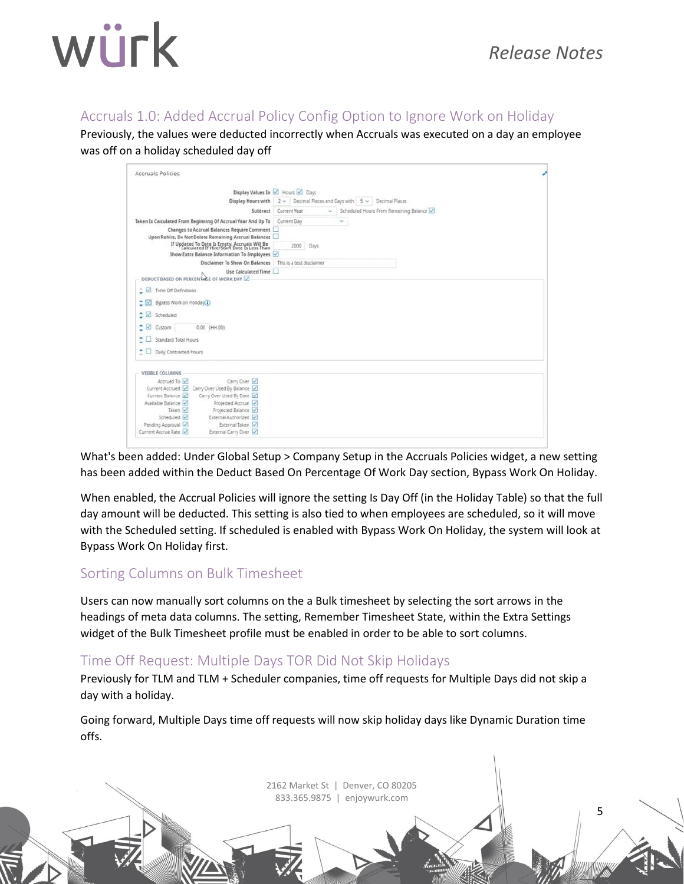## Accruals 1.0: Added Accrual Policy Config Option to Ignore Work on Holiday

Previously, the values were deducted incorrectly when Accruals was executed on a day an employee was off on a holiday scheduled day off

What's been added: Under Global Setup > Company Setup in the Accruals Policies widget, a new setting has been added within the Deduct Based On Percentage Of Work Day section, Bypass Work On Holiday.

When enabled, the Accrual Policies will ignore the setting Is Day Off (in the Holiday Table) so that the full day amount will be deducted. This setting is also tied to when employees are scheduled, so it will move with the Scheduled setting. If scheduled is enabled with Bypass Work On Holiday, the system will look at Bypass Work On Holiday first.

## Sorting Columns on Bulk Timesheet

Users can now manually sort columns on the a Bulk timesheet by selecting the sort arrows in the headings of meta data columns. The setting, Remember Timesheet State, within the Extra Settings widget of the Bulk Timesheet profile must be enabled in order to be able to sort columns.

## Time Off Request: Multiple Days TOR Did Not Skip Holidays

Previously for TLM and TLM + Scheduler companies, time off requests for Multiple Days did not skip a day with a holiday.

Going forward, Multiple Days time off requests will now skip holiday days like Dynamic Duration time offs.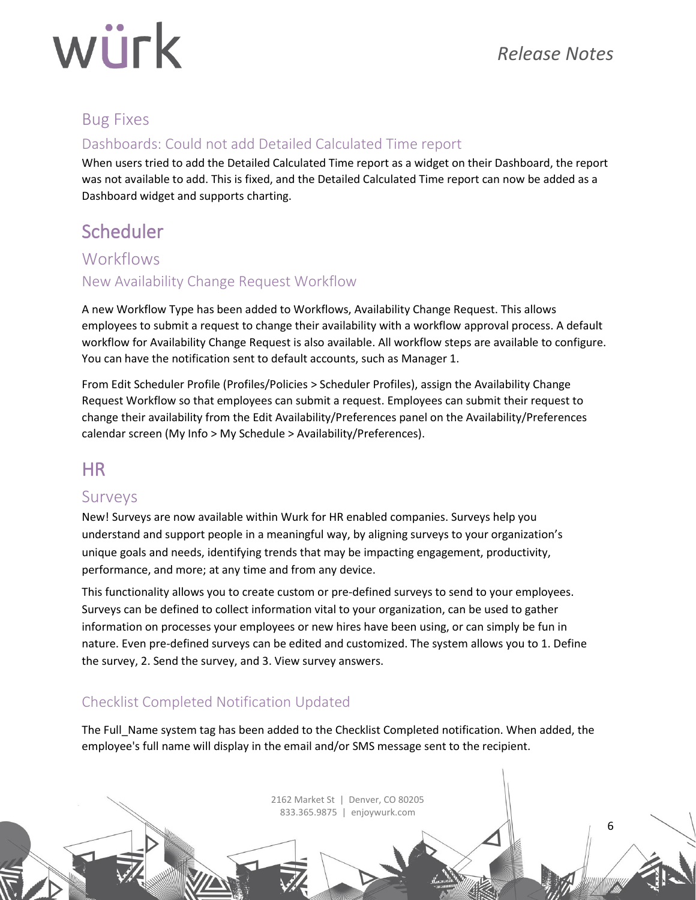### Bug Fixes

#### Dashboards: Could not add Detailed Calculated Time report

When users tried to add the Detailed Calculated Time report as a widget on their Dashboard, the report was not available to add. This is fixed, and the Detailed Calculated Time report can now be added as a Dashboard widget and supports charting.

## Scheduler

### Workflows

#### New Availability Change Request Workflow

A new Workflow Type has been added to Workflows, Availability Change Request. This allows employees to submit a request to change their availability with a workflow approval process. A default workflow for Availability Change Request is also available. All workflow steps are available to configure. You can have the notification sent to default accounts, such as Manager 1.

From Edit Scheduler Profile (Profiles/Policies > Scheduler Profiles), assign the Availability Change Request Workflow so that employees can submit a request. Employees can submit their request to change their availability from the Edit Availability/Preferences panel on the Availability/Preferences calendar screen (My Info > My Schedule > Availability/Preferences).

## HR

### Surveys

New! Surveys are now available within Wurk for HR enabled companies. Surveys help you understand and support people in a meaningful way, by aligning surveys to your organization's unique goals and needs, identifying trends that may be impacting engagement, productivity, performance, and more; at any time and from any device.

This functionality allows you to create custom or pre-defined surveys to send to your employees. Surveys can be defined to collect information vital to your organization, can be used to gather information on processes your employees or new hires have been using, or can simply be fun in nature. Even pre-defined surveys can be edited and customized. The system allows you to 1. Define the survey, 2. Send the survey, and 3. View survey answers.

#### Checklist Completed Notification Updated

The Full_Name system tag has been added to the Checklist Completed notification. When added, the employee's full name will display in the email and/or SMS message sent to the recipient.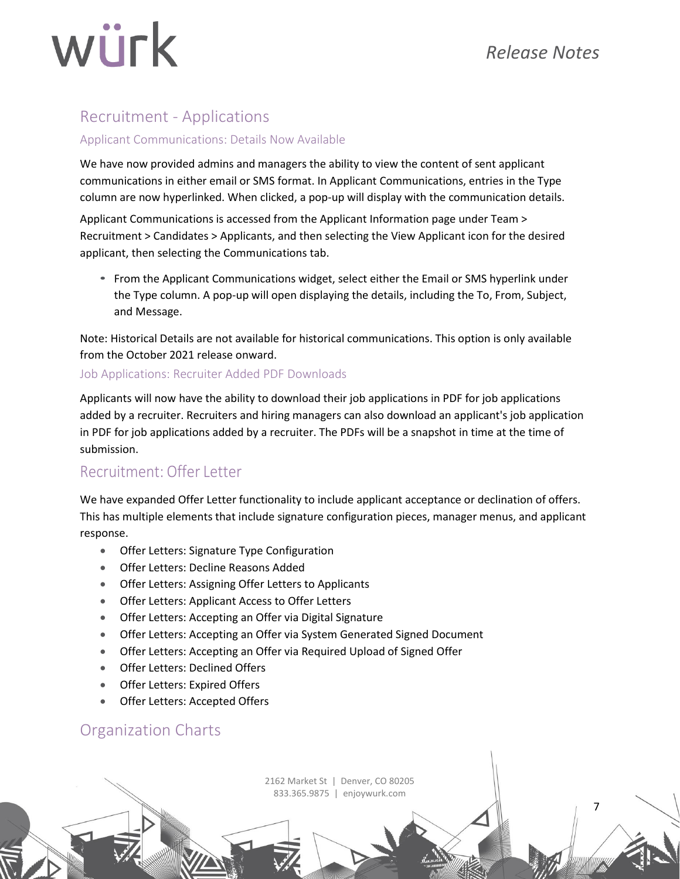## Recruitment - Applications

### Applicant Communications: Details Now Available

We have now provided admins and managers the ability to view the content of sent applicant communications in either email or SMS format. In Applicant Communications, entries in the Type column are now hyperlinked. When clicked, a pop-up will display with the communication details.

Applicant Communications is accessed from the Applicant Information page under Team > Recruitment > Candidates > Applicants, and then selecting the View Applicant icon for the desired applicant, then selecting the Communications tab.

- From the Applicant Communications widget, select either the Email or SMS hyperlink under the Type column. A pop-up will open displaying the details, including the To, From, Subject, and Message.

Note: Historical Details are not available for historical communications. This option is only available from the October 2021 release onward.

### Job Applications: Recruiter Added PDF Downloads

Applicants will now have the ability to download their job applications in PDF for job applications added by a recruiter. Recruiters and hiring managers can also download an applicant's job application in PDF for job applications added by a recruiter. The PDFs will be a snapshot in time at the time of submission.

## Recruitment: Offer Letter

We have expanded Offer Letter functionality to include applicant acceptance or declination of offers. This has multiple elements that include signature configuration pieces, manager menus, and applicant response.

- Offer Letters: Signature Type Configuration
- Offer Letters: Decline Reasons Added
- Offer Letters: Assigning Offer Letters to Applicants
- Offer Letters: Applicant Access to Offer Letters
- Offer Letters: Accepting an Offer via Digital Signature
- Offer Letters: Accepting an Offer via System Generated Signed Document
- Offer Letters: Accepting an Offer via Required Upload of Signed Offer
- Offer Letters: Declined Offers
- Offer Letters: Expired Offers
- Offer Letters: Accepted Offers

## Organization Charts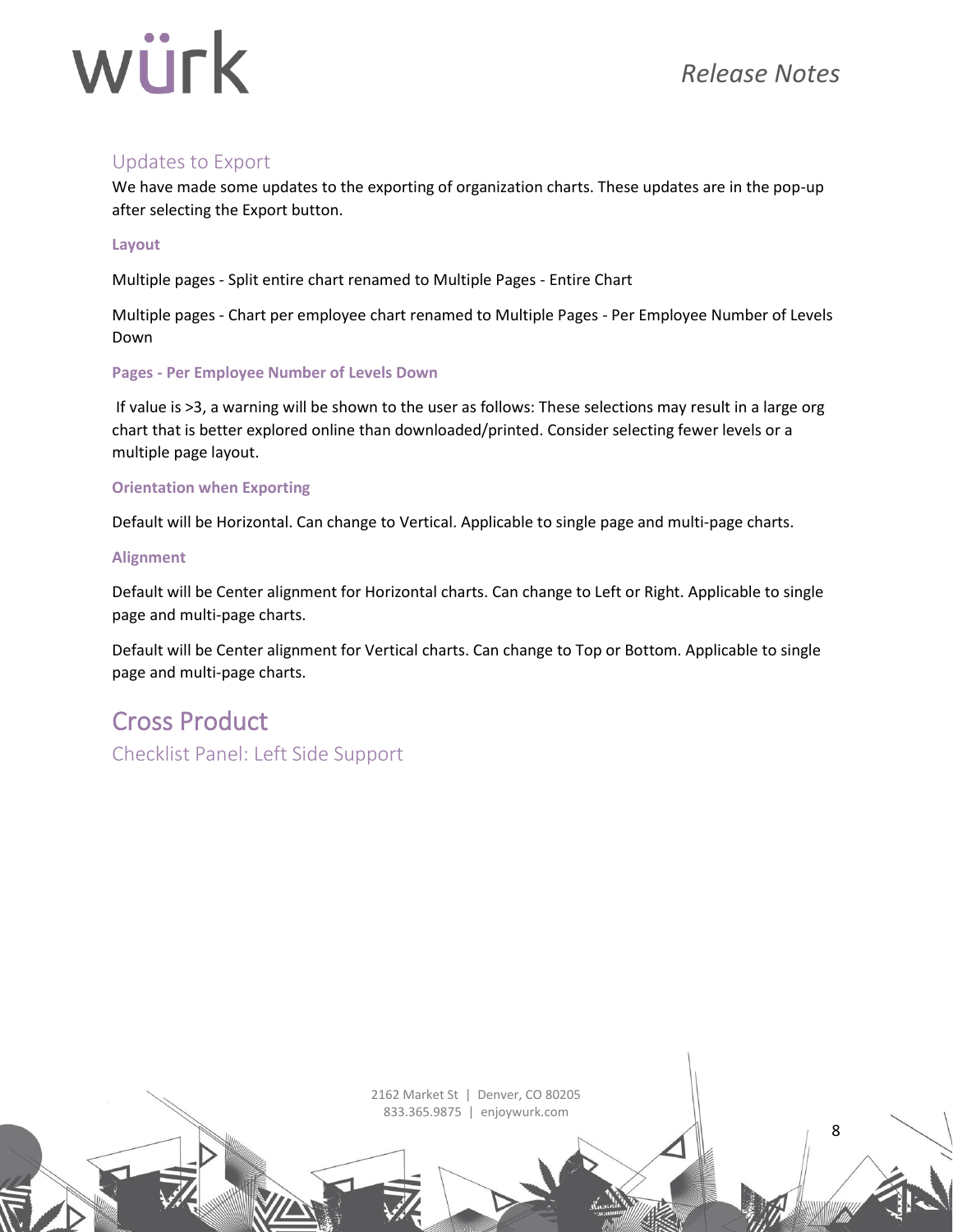### Updates to Export

We have made some updates to the exporting of organization charts. These updates are in the pop-up after selecting the Export button.

#### Layout

Multiple pages - Split entire chart renamed to Multiple Pages - Entire Chart

Multiple pages - Chart per employee chart renamed to Multiple Pages - Per Employee Number of Levels Down

#### Pages - Per Employee Number of Levels Down

If value is >3, a warning will be shown to the user as follows: These selections may result in a large org chart that is better explored online than downloaded/printed. Consider selecting fewer levels or a multiple page layout.

#### Orientation when Exporting

Default will be Horizontal. Can change to Vertical. Applicable to single page and multi-page charts.

#### Alignment

Default will be Center alignment for Horizontal charts. Can change to Left or Right. Applicable to single page and multi-page charts.

Default will be Center alignment for Vertical charts. Can change to Top or Bottom. Applicable to single page and multi-page charts.

## Cross Product

### Checklist Panel: Left Side Support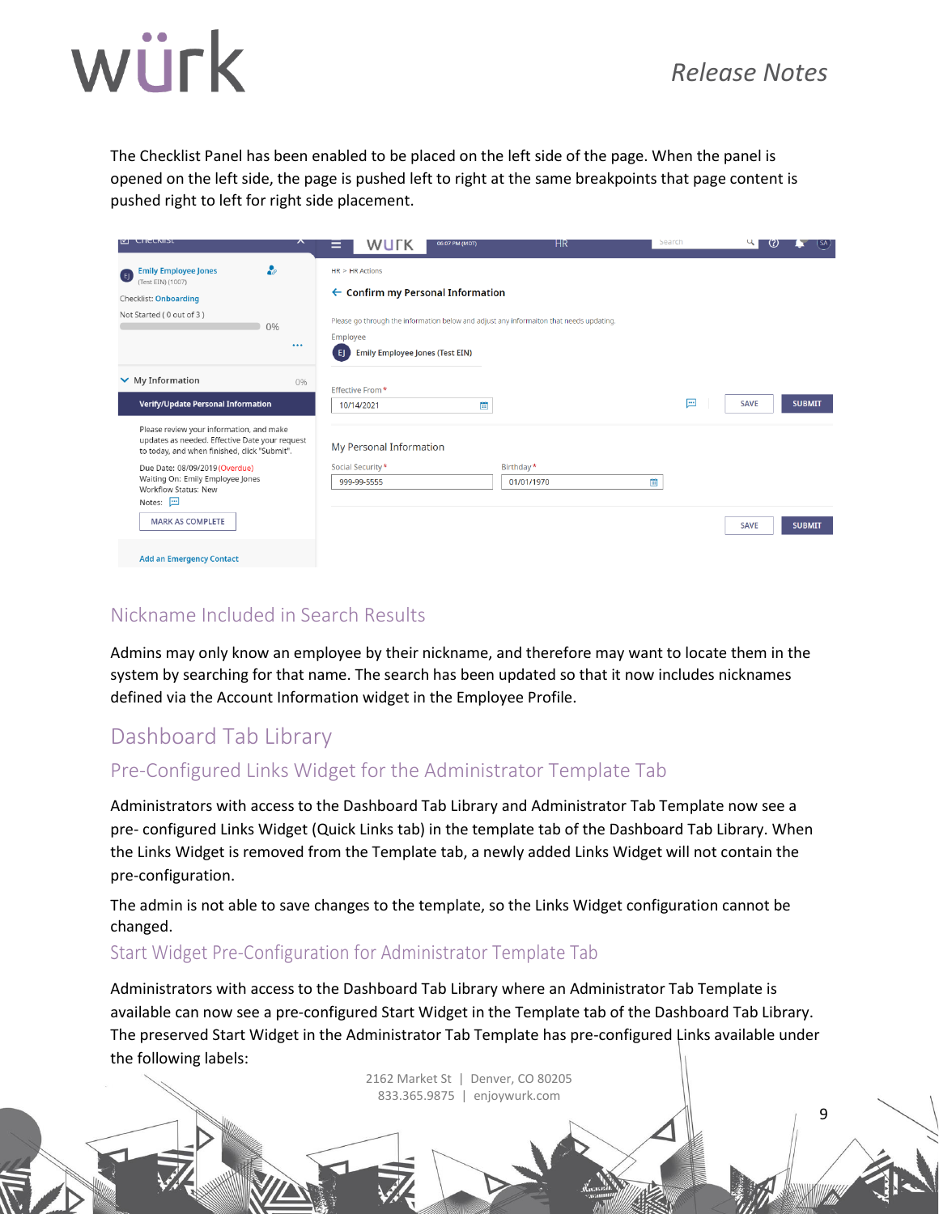The Checklist Panel has been enabled to be placed on the left side of the page. When the panel is opened on the left side, the page is pushed left to right at the same breakpoints that page content is pushed right to left for right side placement.

## Nickname Included in Search Results

Admins may only know an employee by their nickname, and therefore may want to locate them in the system by searching for that name. The search has been updated so that it now includes nicknames defined via the Account Information widget in the Employee Profile.

## Dashboard Tab Library

### Pre-Configured Links Widget for the Administrator Template Tab

Administrators with access to the Dashboard Tab Library and Administrator Tab Template now see a pre- configured Links Widget (Quick Links tab) in the template tab of the Dashboard Tab Library. When the Links Widget is removed from the Template tab, a newly added Links Widget will not contain the pre-configuration.

The admin is not able to save changes to the template, so the Links Widget configuration cannot be changed.

### Start Widget Pre-Configuration for Administrator Template Tab

Administrators with access to the Dashboard Tab Library where an Administrator Tab Template is available can now see a pre-configured Start Widget in the Template tab of the Dashboard Tab Library. The preserved Start Widget in the Administrator Tab Template has pre-configured Links available under the following labels: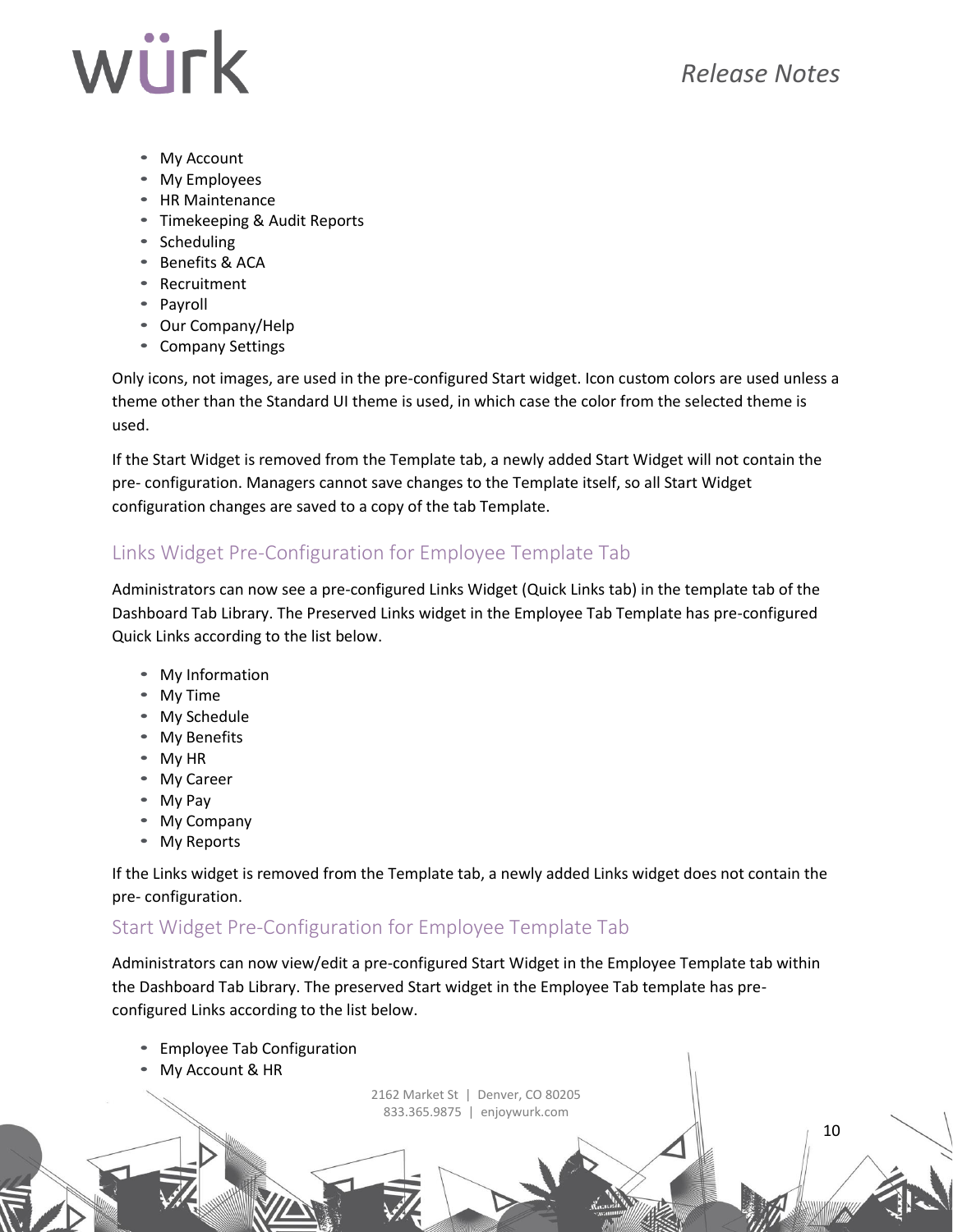- My Account
- My Employees
- HR Maintenance
- Timekeeping & Audit Reports
- Scheduling
- Benefits & ACA
- Recruitment
- Payroll
- Our Company/Help
- Company Settings

Only icons, not images, are used in the pre-configured Start widget. Icon custom colors are used unless a theme other than the Standard UI theme is used, in which case the color from the selected theme is used.

If the Start Widget is removed from the Template tab, a newly added Start Widget will not contain the pre- configuration. Managers cannot save changes to the Template itself, so all Start Widget configuration changes are saved to a copy of the tab Template.

## Links Widget Pre-Configuration for Employee Template Tab

Administrators can now see a pre-configured Links Widget (Quick Links tab) in the template tab of the Dashboard Tab Library. The Preserved Links widget in the Employee Tab Template has pre-configured Quick Links according to the list below.

- My Information
- My Time
- My Schedule
- My Benefits
- My HR
- My Career
- My Pay
- My Company
- My Reports

If the Links widget is removed from the Template tab, a newly added Links widget does not contain the pre- configuration.

## Start Widget Pre-Configuration for Employee Template Tab

Administrators can now view/edit a pre-configured Start Widget in the Employee Template tab within the Dashboard Tab Library. The preserved Start widget in the Employee Tab template has pre-configured Links according to the list below.

- Employee Tab Configuration
- My Account & HR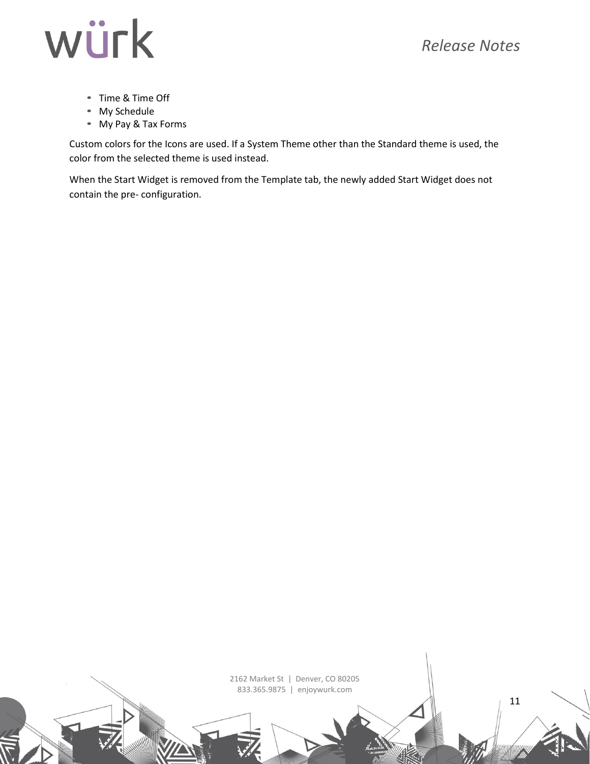- Time & Time Off
- My Schedule
- My Pay & Tax Forms

Custom colors for the Icons are used. If a System Theme other than the Standard theme is used, the color from the selected theme is used instead.

When the Start Widget is removed from the Template tab, the newly added Start Widget does not contain the pre- configuration.